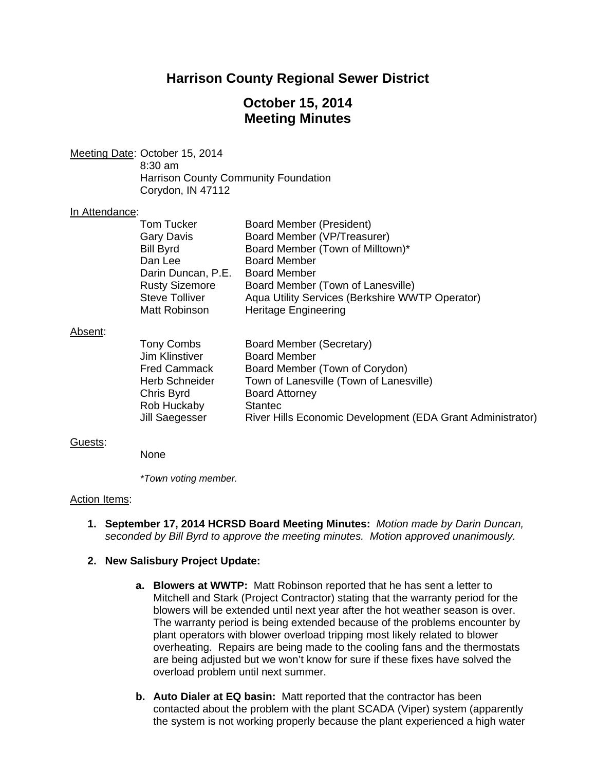# Harrison County Regional Sewer District

## October 15, 2014
## Meeting Minutes

Meeting Date: October 15, 2014
8:30 am
Harrison County Community Foundation
Corydon, IN 47112

In Attendance:

| | |
|---|---|
| Tom Tucker | Board Member (President) |
| Gary Davis | Board Member (VP/Treasurer) |
| Bill Byrd | Board Member (Town of Milltown)* |
| Dan Lee | Board Member |
| Darin Duncan, P.E. | Board Member |
| Rusty Sizemore | Board Member (Town of Lanesville) |
| Steve Tolliver | Aqua Utility Services (Berkshire WWTP Operator) |
| Matt Robinson | Heritage Engineering |

Absent:

| | |
|---|---|
| Tony Combs | Board Member (Secretary) |
| Jim Klinstiver | Board Member |
| Fred Cammack | Board Member (Town of Corydon) |
| Herb Schneider | Town of Lanesville (Town of Lanesville) |
| Chris Byrd | Board Attorney |
| Rob Huckaby | Stantec |
| Jill Saegesser | River Hills Economic Development (EDA Grant Administrator) |

Guests:

None

*\*Town voting member.*

Action Items:

1. **September 17, 2014 HCRSD Board Meeting Minutes:** *Motion made by Darin Duncan, seconded by Bill Byrd to approve the meeting minutes. Motion approved unanimously.*

2. **New Salisbury Project Update:**

   a. **Blowers at WWTP:** Matt Robinson reported that he has sent a letter to Mitchell and Stark (Project Contractor) stating that the warranty period for the blowers will be extended until next year after the hot weather season is over. The warranty period is being extended because of the problems encounter by plant operators with blower overload tripping most likely related to blower overheating. Repairs are being made to the cooling fans and the thermostats are being adjusted but we won't know for sure if these fixes have solved the overload problem until next summer.

   b. **Auto Dialer at EQ basin:** Matt reported that the contractor has been contacted about the problem with the plant SCADA (Viper) system (apparently the system is not working properly because the plant experienced a high water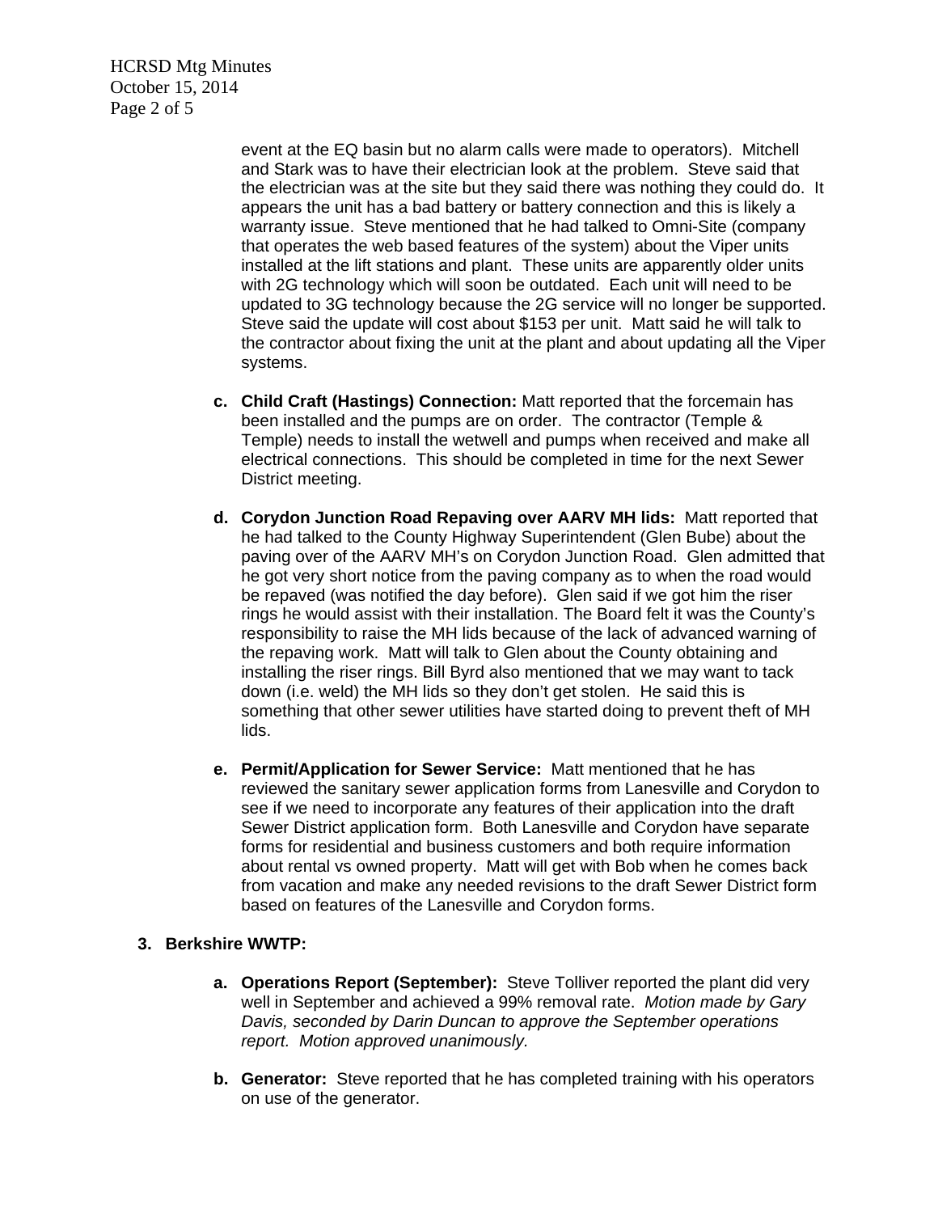event at the EQ basin but no alarm calls were made to operators). Mitchell and Stark was to have their electrician look at the problem. Steve said that the electrician was at the site but they said there was nothing they could do. It appears the unit has a bad battery or battery connection and this is likely a warranty issue. Steve mentioned that he had talked to Omni-Site (company that operates the web based features of the system) about the Viper units installed at the lift stations and plant. These units are apparently older units with 2G technology which will soon be outdated. Each unit will need to be updated to 3G technology because the 2G service will no longer be supported. Steve said the update will cost about $153 per unit. Matt said he will talk to the contractor about fixing the unit at the plant and about updating all the Viper systems.

c. **Child Craft (Hastings) Connection:** Matt reported that the forcemain has been installed and the pumps are on order. The contractor (Temple & Temple) needs to install the wetwell and pumps when received and make all electrical connections. This should be completed in time for the next Sewer District meeting.

d. **Corydon Junction Road Repaving over AARV MH lids:** Matt reported that he had talked to the County Highway Superintendent (Glen Bube) about the paving over of the AARV MH's on Corydon Junction Road. Glen admitted that he got very short notice from the paving company as to when the road would be repaved (was notified the day before). Glen said if we got him the riser rings he would assist with their installation. The Board felt it was the County's responsibility to raise the MH lids because of the lack of advanced warning of the repaving work. Matt will talk to Glen about the County obtaining and installing the riser rings. Bill Byrd also mentioned that we may want to tack down (i.e. weld) the MH lids so they don't get stolen. He said this is something that other sewer utilities have started doing to prevent theft of MH lids.

e. **Permit/Application for Sewer Service:** Matt mentioned that he has reviewed the sanitary sewer application forms from Lanesville and Corydon to see if we need to incorporate any features of their application into the draft Sewer District application form. Both Lanesville and Corydon have separate forms for residential and business customers and both require information about rental vs owned property. Matt will get with Bob when he comes back from vacation and make any needed revisions to the draft Sewer District form based on features of the Lanesville and Corydon forms.

3. **Berkshire WWTP:**

a. **Operations Report (September):** Steve Tolliver reported the plant did very well in September and achieved a 99% removal rate. *Motion made by Gary Davis, seconded by Darin Duncan to approve the September operations report. Motion approved unanimously.*

b. **Generator:** Steve reported that he has completed training with his operators on use of the generator.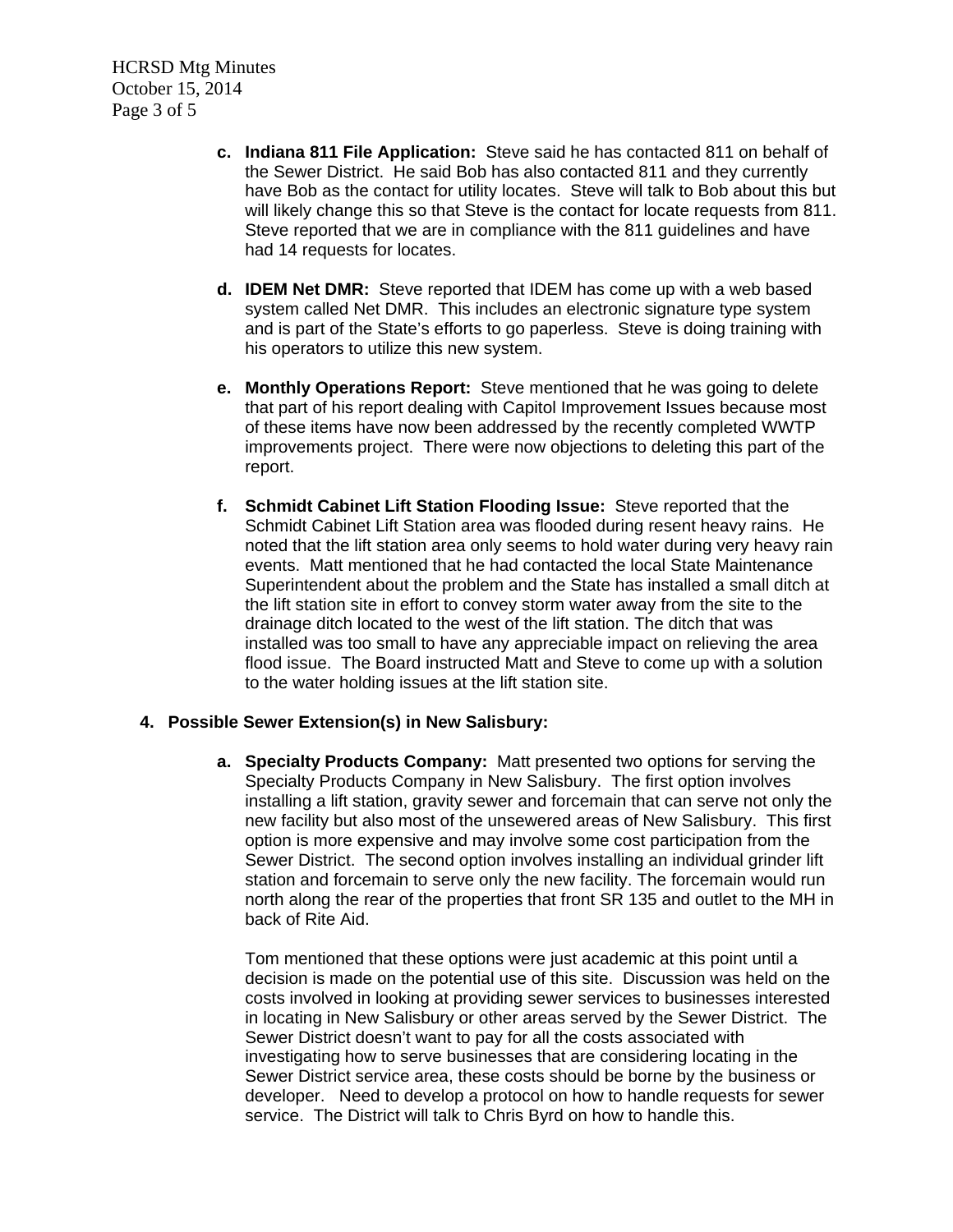c. **Indiana 811 File Application:** Steve said he has contacted 811 on behalf of the Sewer District. He said Bob has also contacted 811 and they currently have Bob as the contact for utility locates. Steve will talk to Bob about this but will likely change this so that Steve is the contact for locate requests from 811. Steve reported that we are in compliance with the 811 guidelines and have had 14 requests for locates.

d. **IDEM Net DMR:** Steve reported that IDEM has come up with a web based system called Net DMR. This includes an electronic signature type system and is part of the State's efforts to go paperless. Steve is doing training with his operators to utilize this new system.

e. **Monthly Operations Report:** Steve mentioned that he was going to delete that part of his report dealing with Capitol Improvement Issues because most of these items have now been addressed by the recently completed WWTP improvements project. There were now objections to deleting this part of the report.

f. **Schmidt Cabinet Lift Station Flooding Issue:** Steve reported that the Schmidt Cabinet Lift Station area was flooded during resent heavy rains. He noted that the lift station area only seems to hold water during very heavy rain events. Matt mentioned that he had contacted the local State Maintenance Superintendent about the problem and the State has installed a small ditch at the lift station site in effort to convey storm water away from the site to the drainage ditch located to the west of the lift station. The ditch that was installed was too small to have any appreciable impact on relieving the area flood issue. The Board instructed Matt and Steve to come up with a solution to the water holding issues at the lift station site.

4. **Possible Sewer Extension(s) in New Salisbury:**

a. **Specialty Products Company:** Matt presented two options for serving the Specialty Products Company in New Salisbury. The first option involves installing a lift station, gravity sewer and forcemain that can serve not only the new facility but also most of the unsewered areas of New Salisbury. This first option is more expensive and may involve some cost participation from the Sewer District. The second option involves installing an individual grinder lift station and forcemain to serve only the new facility. The forcemain would run north along the rear of the properties that front SR 135 and outlet to the MH in back of Rite Aid.

Tom mentioned that these options were just academic at this point until a decision is made on the potential use of this site. Discussion was held on the costs involved in looking at providing sewer services to businesses interested in locating in New Salisbury or other areas served by the Sewer District. The Sewer District doesn't want to pay for all the costs associated with investigating how to serve businesses that are considering locating in the Sewer District service area, these costs should be borne by the business or developer. Need to develop a protocol on how to handle requests for sewer service. The District will talk to Chris Byrd on how to handle this.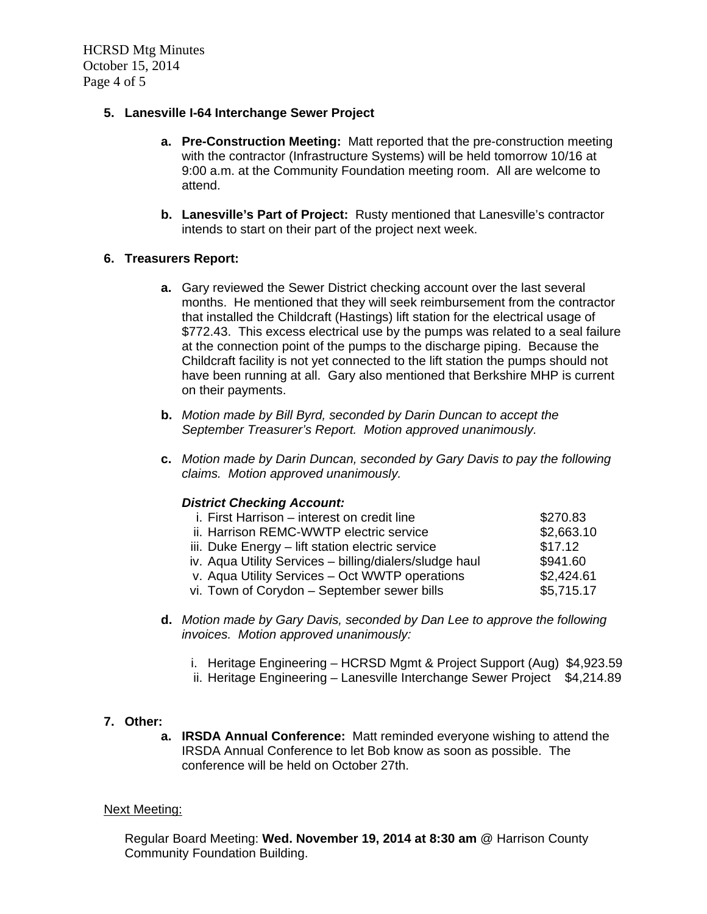**5. Lanesville I-64 Interchange Sewer Project**

a. **Pre-Construction Meeting:** Matt reported that the pre-construction meeting with the contractor (Infrastructure Systems) will be held tomorrow 10/16 at 9:00 a.m. at the Community Foundation meeting room. All are welcome to attend.

b. **Lanesville's Part of Project:** Rusty mentioned that Lanesville's contractor intends to start on their part of the project next week.

**6. Treasurers Report:**

a. Gary reviewed the Sewer District checking account over the last several months. He mentioned that they will seek reimbursement from the contractor that installed the Childcraft (Hastings) lift station for the electrical usage of $772.43. This excess electrical use by the pumps was related to a seal failure at the connection point of the pumps to the discharge piping. Because the Childcraft facility is not yet connected to the lift station the pumps should not have been running at all. Gary also mentioned that Berkshire MHP is current on their payments.

b. *Motion made by Bill Byrd, seconded by Darin Duncan to accept the September Treasurer's Report. Motion approved unanimously.*

c. *Motion made by Darin Duncan, seconded by Gary Davis to pay the following claims. Motion approved unanimously.*

***District Checking Account:***

| | |
|---|---|
| i. First Harrison – interest on credit line | $270.83 |
| ii. Harrison REMC-WWTP electric service | $2,663.10 |
| iii. Duke Energy – lift station electric service | $17.12 |
| iv. Aqua Utility Services – billing/dialers/sludge haul | $941.60 |
| v. Aqua Utility Services – Oct WWTP operations | $2,424.61 |
| vi. Town of Corydon – September sewer bills | $5,715.17 |

d. *Motion made by Gary Davis, seconded by Dan Lee to approve the following invoices. Motion approved unanimously:*

| | |
|---|---|
| i. Heritage Engineering – HCRSD Mgmt & Project Support (Aug) | $4,923.59 |
| ii. Heritage Engineering – Lanesville Interchange Sewer Project | $4,214.89 |

**7. Other:**

a. **IRSDA Annual Conference:** Matt reminded everyone wishing to attend the IRSDA Annual Conference to let Bob know as soon as possible. The conference will be held on October 27th.

Next Meeting:

Regular Board Meeting: **Wed. November 19, 2014 at 8:30 am** @ Harrison County Community Foundation Building.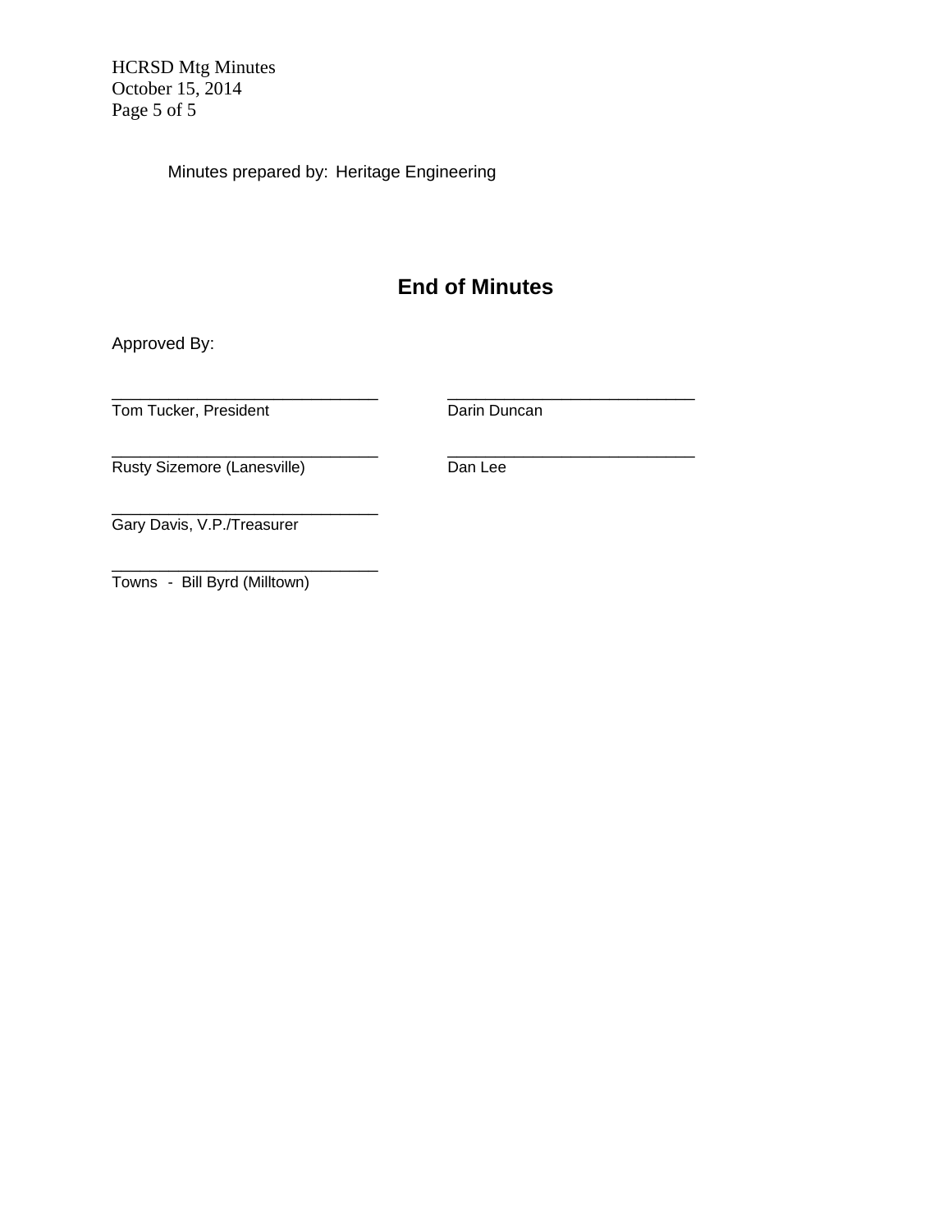Minutes prepared by: Heritage Engineering

## End of Minutes

Approved By:

______________________________ Tom Tucker, President

______________________________ Darin Duncan

______________________________ Rusty Sizemore (Lanesville)

______________________________ Dan Lee

______________________________ Gary Davis, V.P./Treasurer

______________________________ Towns - Bill Byrd (Milltown)